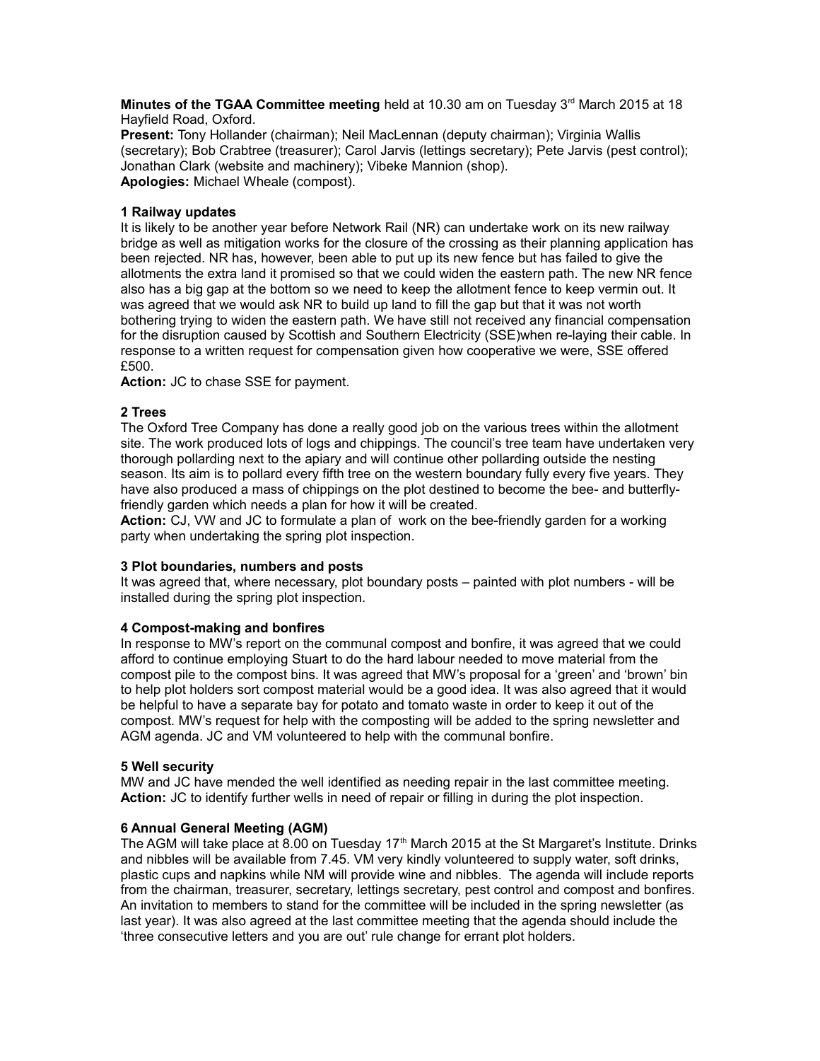**Minutes of the TGAA Committee meeting** held at 10.30 am on Tuesday 3rd March 2015 at 18 Hayfield Road, Oxford.

**Present:** Tony Hollander (chairman); Neil MacLennan (deputy chairman); Virginia Wallis (secretary); Bob Crabtree (treasurer); Carol Jarvis (lettings secretary); Pete Jarvis (pest control); Jonathan Clark (website and machinery); Vibeke Mannion (shop).

**Apologies:** Michael Wheale (compost).

**1 Railway updates**

It is likely to be another year before Network Rail (NR) can undertake work on its new railway bridge as well as mitigation works for the closure of the crossing as their planning application has been rejected. NR has, however, been able to put up its new fence but has failed to give the allotments the extra land it promised so that we could widen the eastern path. The new NR fence also has a big gap at the bottom so we need to keep the allotment fence to keep vermin out. It was agreed that we would ask NR to build up land to fill the gap but that it was not worth bothering trying to widen the eastern path. We have still not received any financial compensation for the disruption caused by Scottish and Southern Electricity (SSE)when re-laying their cable. In response to a written request for compensation given how cooperative we were, SSE offered £500.

**Action:** JC to chase SSE for payment.

**2 Trees**

The Oxford Tree Company has done a really good job on the various trees within the allotment site. The work produced lots of logs and chippings. The council's tree team have undertaken very thorough pollarding next to the apiary and will continue other pollarding outside the nesting season. Its aim is to pollard every fifth tree on the western boundary fully every five years. They have also produced a mass of chippings on the plot destined to become the bee- and butterfly-friendly garden which needs a plan for how it will be created.

**Action:** CJ, VW and JC to formulate a plan of work on the bee-friendly garden for a working party when undertaking the spring plot inspection.

**3 Plot boundaries, numbers and posts**

It was agreed that, where necessary, plot boundary posts – painted with plot numbers - will be installed during the spring plot inspection.

**4 Compost-making and bonfires**

In response to MW's report on the communal compost and bonfire, it was agreed that we could afford to continue employing Stuart to do the hard labour needed to move material from the compost pile to the compost bins. It was agreed that MW's proposal for a 'green' and 'brown' bin to help plot holders sort compost material would be a good idea. It was also agreed that it would be helpful to have a separate bay for potato and tomato waste in order to keep it out of the compost. MW's request for help with the composting will be added to the spring newsletter and AGM agenda. JC and VM volunteered to help with the communal bonfire.

**5 Well security**

MW and JC have mended the well identified as needing repair in the last committee meeting.

**Action:** JC to identify further wells in need of repair or filling in during the plot inspection.

**6 Annual General Meeting (AGM)**

The AGM will take place at 8.00 on Tuesday 17th March 2015 at the St Margaret's Institute. Drinks and nibbles will be available from 7.45. VM very kindly volunteered to supply water, soft drinks, plastic cups and napkins while NM will provide wine and nibbles. The agenda will include reports from the chairman, treasurer, secretary, lettings secretary, pest control and compost and bonfires. An invitation to members to stand for the committee will be included in the spring newsletter (as last year). It was also agreed at the last committee meeting that the agenda should include the 'three consecutive letters and you are out' rule change for errant plot holders.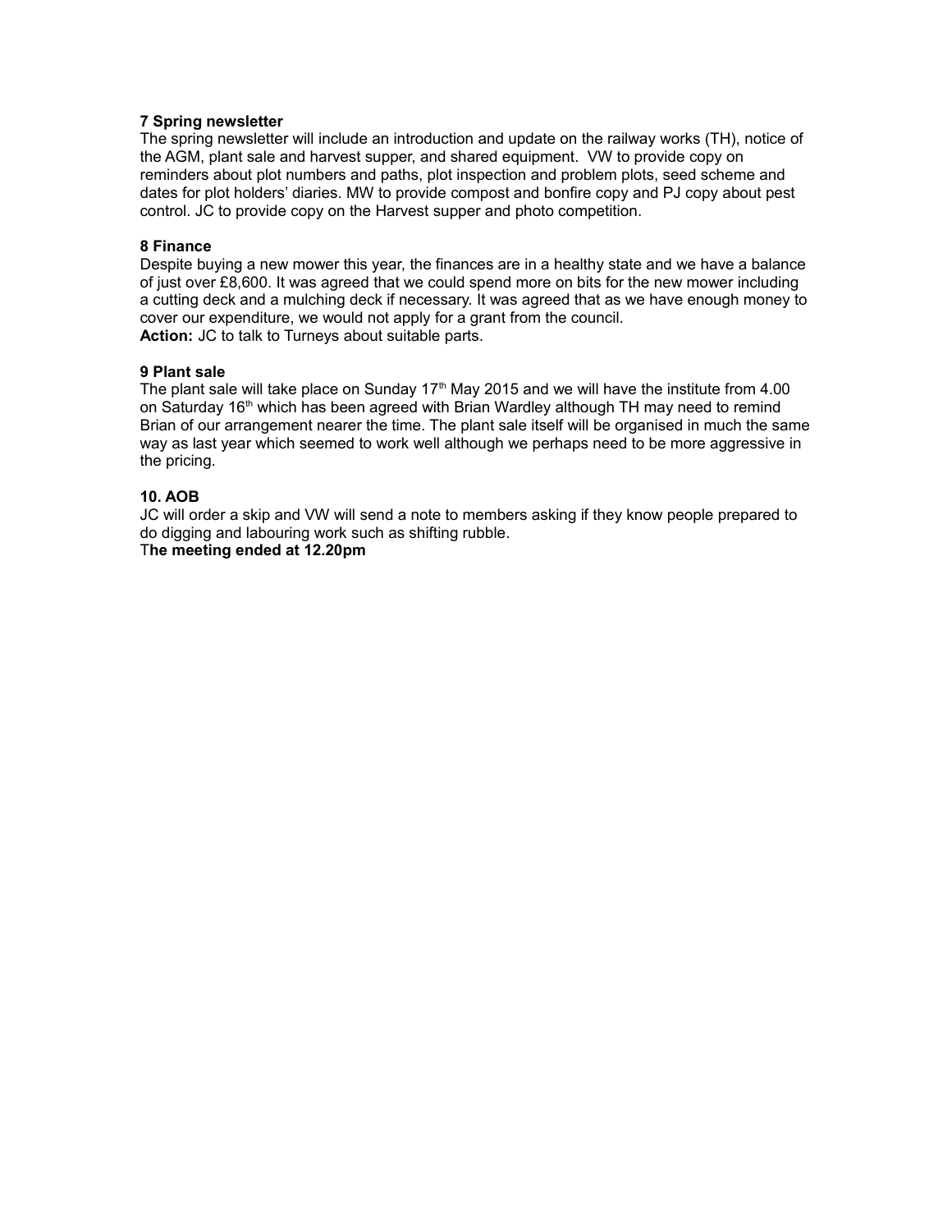**7 Spring newsletter**

The spring newsletter will include an introduction and update on the railway works (TH), notice of the AGM, plant sale and harvest supper, and shared equipment. VW to provide copy on reminders about plot numbers and paths, plot inspection and problem plots, seed scheme and dates for plot holders' diaries. MW to provide compost and bonfire copy and PJ copy about pest control. JC to provide copy on the Harvest supper and photo competition.

**8 Finance**

Despite buying a new mower this year, the finances are in a healthy state and we have a balance of just over £8,600. It was agreed that we could spend more on bits for the new mower including a cutting deck and a mulching deck if necessary. It was agreed that as we have enough money to cover our expenditure, we would not apply for a grant from the council.

**Action:** JC to talk to Turneys about suitable parts.

**9 Plant sale**

The plant sale will take place on Sunday 17th May 2015 and we will have the institute from 4.00 on Saturday 16th which has been agreed with Brian Wardley although TH may need to remind Brian of our arrangement nearer the time. The plant sale itself will be organised in much the same way as last year which seemed to work well although we perhaps need to be more aggressive in the pricing.

**10. AOB**

JC will order a skip and VW will send a note to members asking if they know people prepared to do digging and labouring work such as shifting rubble.

T**he meeting ended at 12.20pm**